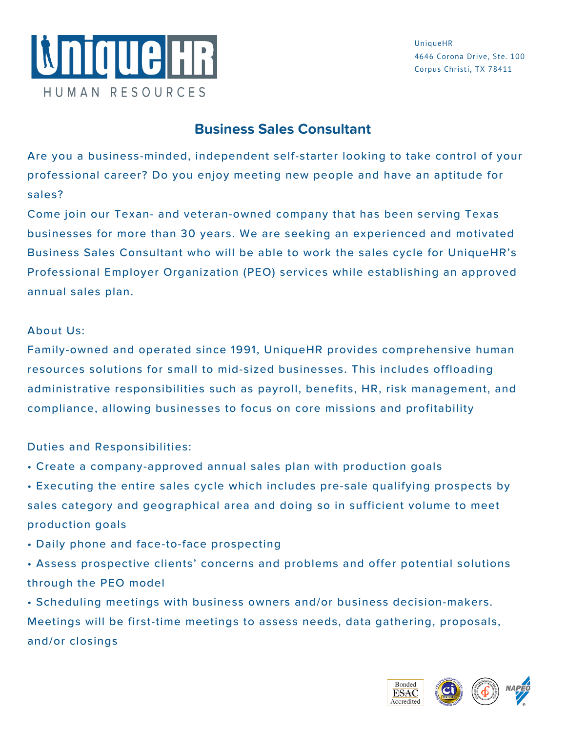UniqueHR
4646 Corona Drive, Ste. 100
Corpus Christi, TX 78411

# Business Sales Consultant

Are you a business-minded, independent self-starter looking to take control of your professional career? Do you enjoy meeting new people and have an aptitude for sales?

Come join our Texan- and veteran-owned company that has been serving Texas businesses for more than 30 years. We are seeking an experienced and motivated Business Sales Consultant who will be able to work the sales cycle for UniqueHR's Professional Employer Organization (PEO) services while establishing an approved annual sales plan.

About Us:

Family-owned and operated since 1991, UniqueHR provides comprehensive human resources solutions for small to mid-sized businesses. This includes offloading administrative responsibilities such as payroll, benefits, HR, risk management, and compliance, allowing businesses to focus on core missions and profitability

Duties and Responsibilities:

- Create a company-approved annual sales plan with production goals
- Executing the entire sales cycle which includes pre-sale qualifying prospects by sales category and geographical area and doing so in sufficient volume to meet production goals
- Daily phone and face-to-face prospecting
- Assess prospective clients' concerns and problems and offer potential solutions through the PEO model
- Scheduling meetings with business owners and/or business decision-makers. Meetings will be first-time meetings to assess needs, data gathering, proposals, and/or closings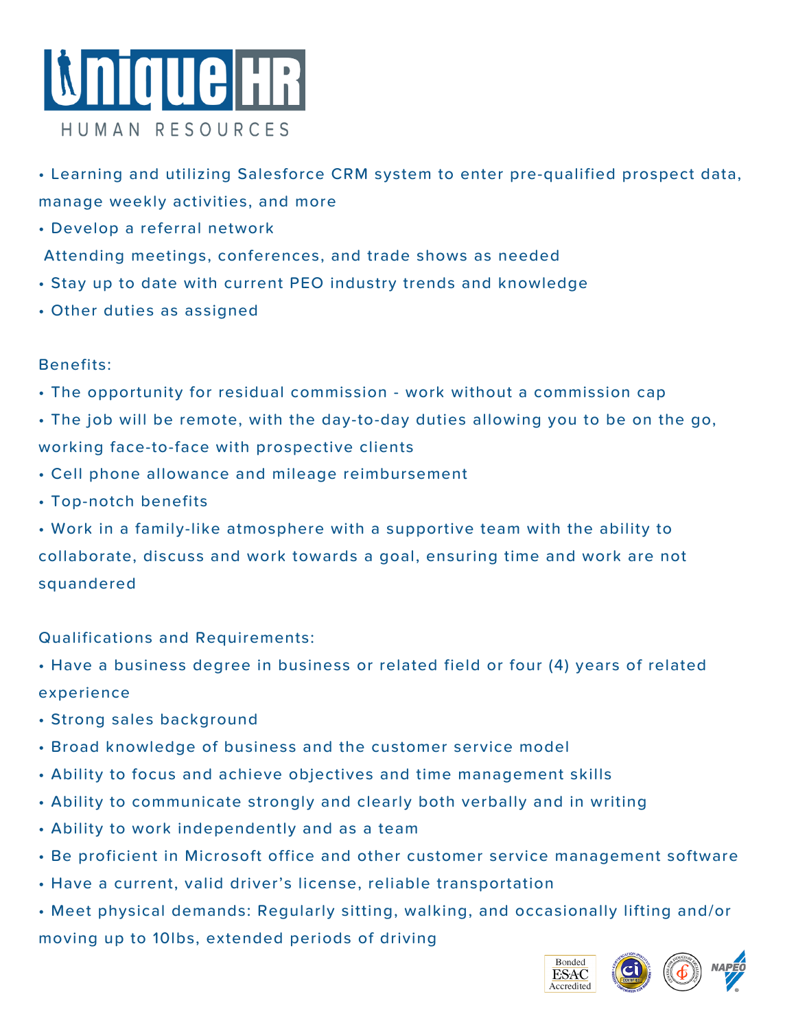# Unique HR

HUMAN RESOURCES

- Learning and utilizing Salesforce CRM system to enter pre-qualified prospect data, manage weekly activities, and more
- Develop a referral network

Attending meetings, conferences, and trade shows as needed

- Stay up to date with current PEO industry trends and knowledge
- Other duties as assigned

Benefits:

- The opportunity for residual commission - work without a commission cap
- The job will be remote, with the day-to-day duties allowing you to be on the go, working face-to-face with prospective clients
- Cell phone allowance and mileage reimbursement
- Top-notch benefits
- Work in a family-like atmosphere with a supportive team with the ability to collaborate, discuss and work towards a goal, ensuring time and work are not squandered

Qualifications and Requirements:

- Have a business degree in business or related field or four (4) years of related experience
- Strong sales background
- Broad knowledge of business and the customer service model
- Ability to focus and achieve objectives and time management skills
- Ability to communicate strongly and clearly both verbally and in writing
- Ability to work independently and as a team
- Be proficient in Microsoft office and other customer service management software
- Have a current, valid driver's license, reliable transportation
- Meet physical demands: Regularly sitting, walking, and occasionally lifting and/or moving up to 10lbs, extended periods of driving

Bonded ESAC Accredited

NAPEO